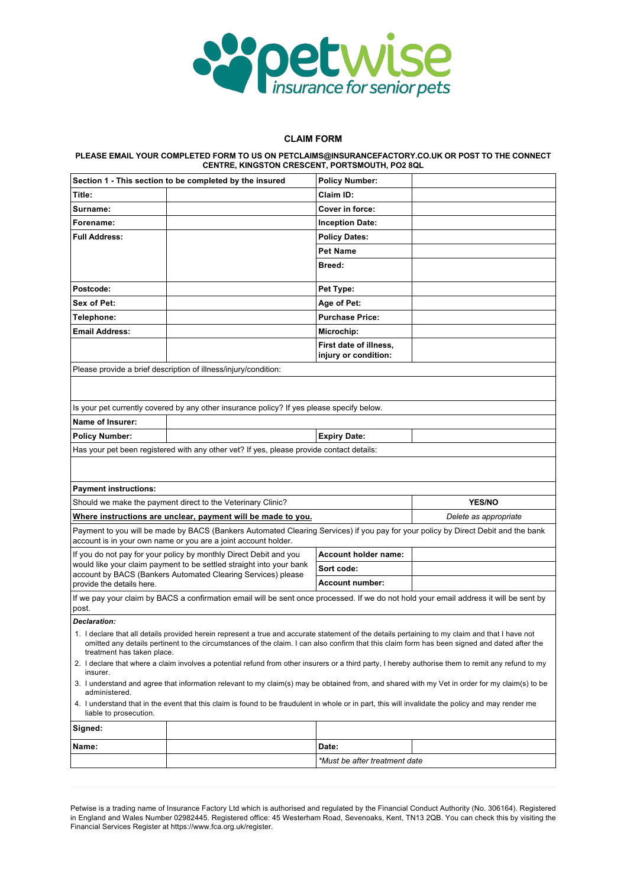petwise
insurance for senior pets

## CLAIM FORM

**PLEASE EMAIL YOUR COMPLETED FORM TO US ON PETCLAIMS@INSURANCEFACTORY.CO.UK OR POST TO THE CONNECT CENTRE, KINGSTON CRESCENT, PORTSMOUTH, PO2 8QL**

| **Section 1 - This section to be completed by the insured** | | **Policy Number:** | |
|---|---|---|---|
| **Title:** | | **Claim ID:** | |
| **Surname:** | | **Cover in force:** | |
| **Forename:** | | **Inception Date:** | |
| **Full Address:** | | **Policy Dates:** | |
| | | **Pet Name** | |
| | | **Breed:** | |
| **Postcode:** | | **Pet Type:** | |
| **Sex of Pet:** | | **Age of Pet:** | |
| **Telephone:** | | **Purchase Price:** | |
| **Email Address:** | | **Microchip:** | |
| | | **First date of illness, injury or condition:** | |
| Please provide a brief description of illness/injury/condition: | | | |
| | | | |
| Is your pet currently covered by any other insurance policy? If yes please specify below. | | | |
| **Name of Insurer:** | | | |
| **Policy Number:** | | **Expiry Date:** | |
| Has your pet been registered with any other vet? If yes, please provide contact details: | | | |
| | | | |
| **Payment instructions:** | | | |
| Should we make the payment direct to the Veterinary Clinic? | | | **YES/NO** |
| **Where instructions are unclear, payment will be made to you.** | | | *Delete as appropriate* |
| Payment to you will be made by BACS (Bankers Automated Clearing Services) if you pay for your policy by Direct Debit and the bank account is in your own name or you are a joint account holder. | | | |
| If you do not pay for your policy by monthly Direct Debit and you would like your claim payment to be settled straight into your bank account by BACS (Bankers Automated Clearing Services) please provide the details here. | | **Account holder name:** | |
| | | **Sort code:** | |
| | | **Account number:** | |
| If we pay your claim by BACS a confirmation email will be sent once processed. If we do not hold your email address it will be sent by post. | | | |

***Declaration:***

1. I declare that all details provided herein represent a true and accurate statement of the details pertaining to my claim and that I have not omitted any details pertinent to the circumstances of the claim. I can also confirm that this claim form has been signed and dated after the treatment has taken place.
2. I declare that where a claim involves a potential refund from other insurers or a third party, I hereby authorise them to remit any refund to my insurer.
3. I understand and agree that information relevant to my claim(s) may be obtained from, and shared with my Vet in order for my claim(s) to be administered.
4. I understand that in the event that this claim is found to be fraudulent in whole or in part, this will invalidate the policy and may render me liable to prosecution.

| **Signed:** | | | |
|---|---|---|---|
| **Name:** | | **Date:** | |
| | | *\*Must be after treatment date* | |

Petwise is a trading name of Insurance Factory Ltd which is authorised and regulated by the Financial Conduct Authority (No. 306164). Registered in England and Wales Number 02982445. Registered office: 45 Westerham Road, Sevenoaks, Kent, TN13 2QB. You can check this by visiting the Financial Services Register at https://www.fca.org.uk/register.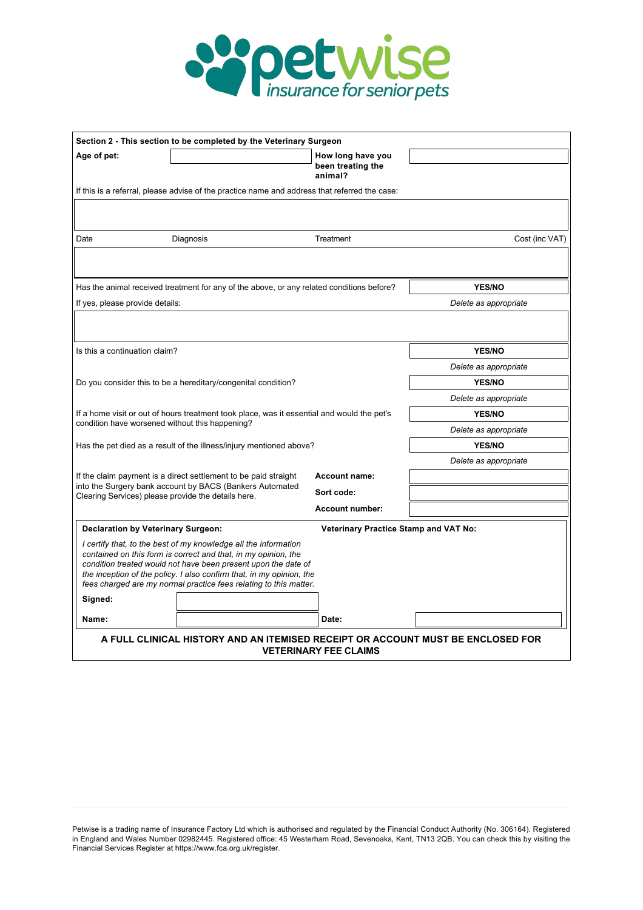petwise
insurance for senior pets

## Section 2 - This section to be completed by the Veterinary Surgeon

| | | | |
|---|---|---|---|
| **Age of pet:** | | **How long have you been treating the animal?** | |

If this is a referral, please advise of the practice name and address that referred the case:

| Date | Diagnosis | Treatment | Cost (inc VAT) |
|---|---|---|---|
| | | | |

| | |
|---|---|
| Has the animal received treatment for any of the above, or any related conditions before? | **YES/NO** |
| If yes, please provide details: | *Delete as appropriate* |

| | |
|---|---|
| Is this a continuation claim? | **YES/NO** |
| | *Delete as appropriate* |
| Do you consider this to be a hereditary/congenital condition? | **YES/NO** |
| | *Delete as appropriate* |
| If a home visit or out of hours treatment took place, was it essential and would the pet's condition have worsened without this happening? | **YES/NO** |
| | *Delete as appropriate* |
| Has the pet died as a result of the illness/injury mentioned above? | **YES/NO** |
| | *Delete as appropriate* |

| | | |
|---|---|---|
| If the claim payment is a direct settlement to be paid straight into the Surgery bank account by BACS (Bankers Automated Clearing Services) please provide the details here. | **Account name:** | |
| | **Sort code:** | |
| | **Account number:** | |

**Declaration by Veterinary Surgeon:**

*I certify that, to the best of my knowledge all the information contained on this form is correct and that, in my opinion, the condition treated would not have been present upon the date of the inception of the policy. I also confirm that, in my opinion, the fees charged are my normal practice fees relating to this matter.*

**Veterinary Practice Stamp and VAT No:**

**Signed:**

**Name:** | **Date:**

**A FULL CLINICAL HISTORY AND AN ITEMISED RECEIPT OR ACCOUNT MUST BE ENCLOSED FOR VETERINARY FEE CLAIMS**

Petwise is a trading name of Insurance Factory Ltd which is authorised and regulated by the Financial Conduct Authority (No. 306164). Registered in England and Wales Number 02982445. Registered office: 45 Westerham Road, Sevenoaks, Kent, TN13 2QB. You can check this by visiting the Financial Services Register at https://www.fca.org.uk/register.